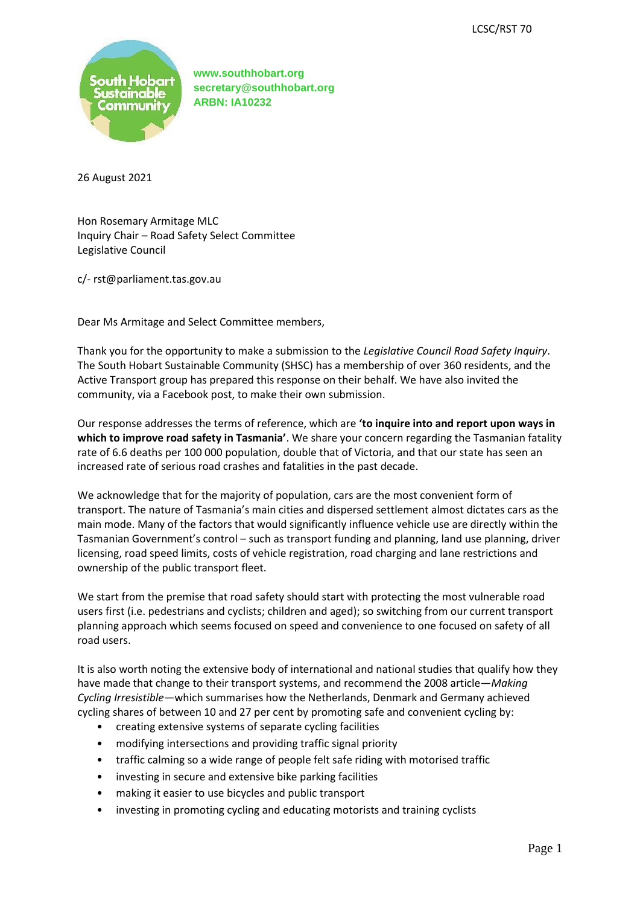LCSC/RST 70

South Hobart Sustainable Community

www.southhobart.org
secretary@southhobart.org
ARBN: IA10232

26 August 2021

Hon Rosemary Armitage MLC
Inquiry Chair – Road Safety Select Committee
Legislative Council

c/- rst@parliament.tas.gov.au

Dear Ms Armitage and Select Committee members,

Thank you for the opportunity to make a submission to the *Legislative Council Road Safety Inquiry*. The South Hobart Sustainable Community (SHSC) has a membership of over 360 residents, and the Active Transport group has prepared this response on their behalf. We have also invited the community, via a Facebook post, to make their own submission.

Our response addresses the terms of reference, which are **'to inquire into and report upon ways in which to improve road safety in Tasmania'**. We share your concern regarding the Tasmanian fatality rate of 6.6 deaths per 100 000 population, double that of Victoria, and that our state has seen an increased rate of serious road crashes and fatalities in the past decade.

We acknowledge that for the majority of population, cars are the most convenient form of transport. The nature of Tasmania's main cities and dispersed settlement almost dictates cars as the main mode. Many of the factors that would significantly influence vehicle use are directly within the Tasmanian Government's control – such as transport funding and planning, land use planning, driver licensing, road speed limits, costs of vehicle registration, road charging and lane restrictions and ownership of the public transport fleet.

We start from the premise that road safety should start with protecting the most vulnerable road users first (i.e. pedestrians and cyclists; children and aged); so switching from our current transport planning approach which seems focused on speed and convenience to one focused on safety of all road users.

It is also worth noting the extensive body of international and national studies that qualify how they have made that change to their transport systems, and recommend the 2008 article—*Making Cycling Irresistible*—which summarises how the Netherlands, Denmark and Germany achieved cycling shares of between 10 and 27 per cent by promoting safe and convenient cycling by:

- creating extensive systems of separate cycling facilities
- modifying intersections and providing traffic signal priority
- traffic calming so a wide range of people felt safe riding with motorised traffic
- investing in secure and extensive bike parking facilities
- making it easier to use bicycles and public transport
- investing in promoting cycling and educating motorists and training cyclists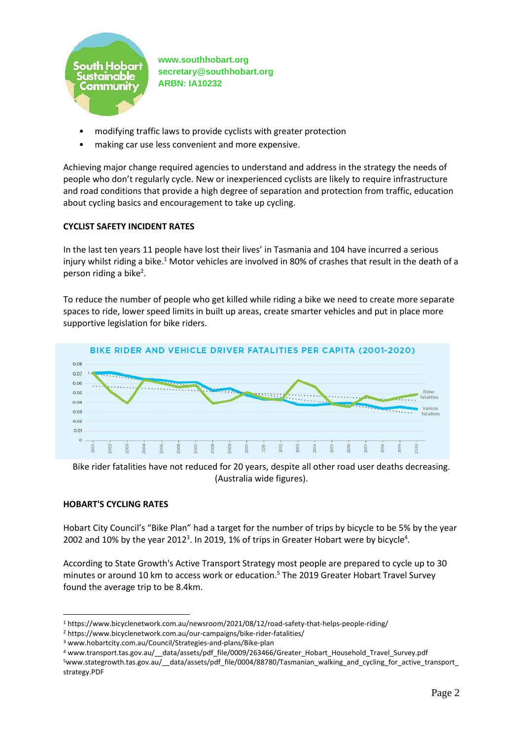- modifying traffic laws to provide cyclists with greater protection
- making car use less convenient and more expensive.

Achieving major change required agencies to understand and address in the strategy the needs of people who don't regularly cycle. New or inexperienced cyclists are likely to require infrastructure and road conditions that provide a high degree of separation and protection from traffic, education about cycling basics and encouragement to take up cycling.

**CYCLIST SAFETY INCIDENT RATES**

In the last ten years 11 people have lost their lives' in Tasmania and 104 have incurred a serious injury whilst riding a bike.[1] Motor vehicles are involved in 80% of crashes that result in the death of a person riding a bike[2].

To reduce the number of people who get killed while riding a bike we need to create more separate spaces to ride, lower speed limits in built up areas, create smarter vehicles and put in place more supportive legislation for bike riders.

BIKE RIDER AND VEHICLE DRIVER FATALITIES PER CAPITA (2001-2020)

Bike rider fatalities have not reduced for 20 years, despite all other road user deaths decreasing. (Australia wide figures).

**HOBART'S CYCLING RATES**

Hobart City Council's "Bike Plan" had a target for the number of trips by bicycle to be 5% by the year 2002 and 10% by the year 2012[3]. In 2019, 1% of trips in Greater Hobart were by bicycle[4].

According to State Growth's Active Transport Strategy most people are prepared to cycle up to 30 minutes or around 10 km to access work or education.[5] The 2019 Greater Hobart Travel Survey found the average trip to be 8.4km.

---

[1] https://www.bicyclenetwork.com.au/newsroom/2021/08/12/road-safety-that-helps-people-riding/
[2] https://www.bicyclenetwork.com.au/our-campaigns/bike-rider-fatalities/
[3] www.hobartcity.com.au/Council/Strategies-and-plans/Bike-plan
[4] www.transport.tas.gov.au/__data/assets/pdf_file/0009/263466/Greater_Hobart_Household_Travel_Survey.pdf
[5] www.stategrowth.tas.gov.au/__data/assets/pdf_file/0004/88780/Tasmanian_walking_and_cycling_for_active_transport_strategy.PDF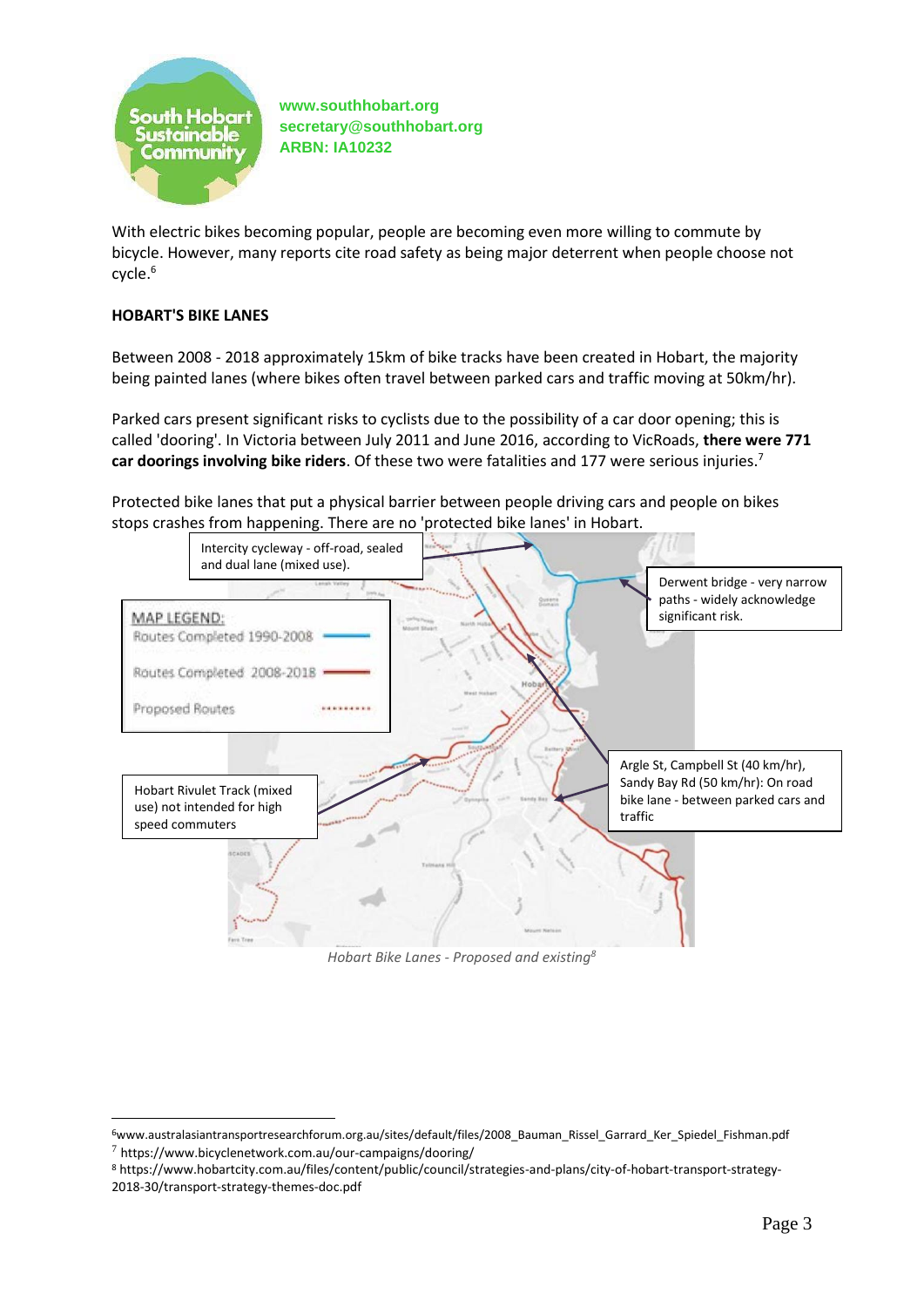www.southhobart.org
secretary@southhobart.org
ARBN: IA10232

With electric bikes becoming popular, people are becoming even more willing to commute by bicycle. However, many reports cite road safety as being major deterrent when people choose not cycle.[6]

**HOBART'S BIKE LANES**

Between 2008 - 2018 approximately 15km of bike tracks have been created in Hobart, the majority being painted lanes (where bikes often travel between parked cars and traffic moving at 50km/hr).

Parked cars present significant risks to cyclists due to the possibility of a car door opening; this is called 'dooring'. In Victoria between July 2011 and June 2016, according to VicRoads, **there were 771 car doorings involving bike riders**. Of these two were fatalities and 177 were serious injuries.[7]

Protected bike lanes that put a physical barrier between people driving cars and people on bikes stops crashes from happening. There are no 'protected bike lanes' in Hobart.

Intercity cycleway - off-road, sealed and dual lane (mixed use).

Derwent bridge - very narrow paths - widely acknowledge significant risk.

MAP LEGEND:
Routes Completed 1990-2008
Routes Completed 2008-2018
Proposed Routes

Hobart Rivulet Track (mixed use) not intended for high speed commuters

Argle St, Campbell St (40 km/hr), Sandy Bay Rd (50 km/hr): On road bike lane - between parked cars and traffic

*Hobart Bike Lanes - Proposed and existing*[8]

---

[6] www.australasiantransportresearchforum.org.au/sites/default/files/2008_Bauman_Rissel_Garrard_Ker_Spiedel_Fishman.pdf
[7] https://www.bicyclenetwork.com.au/our-campaigns/dooring/
[8] https://www.hobartcity.com.au/files/content/public/council/strategies-and-plans/city-of-hobart-transport-strategy-2018-30/transport-strategy-themes-doc.pdf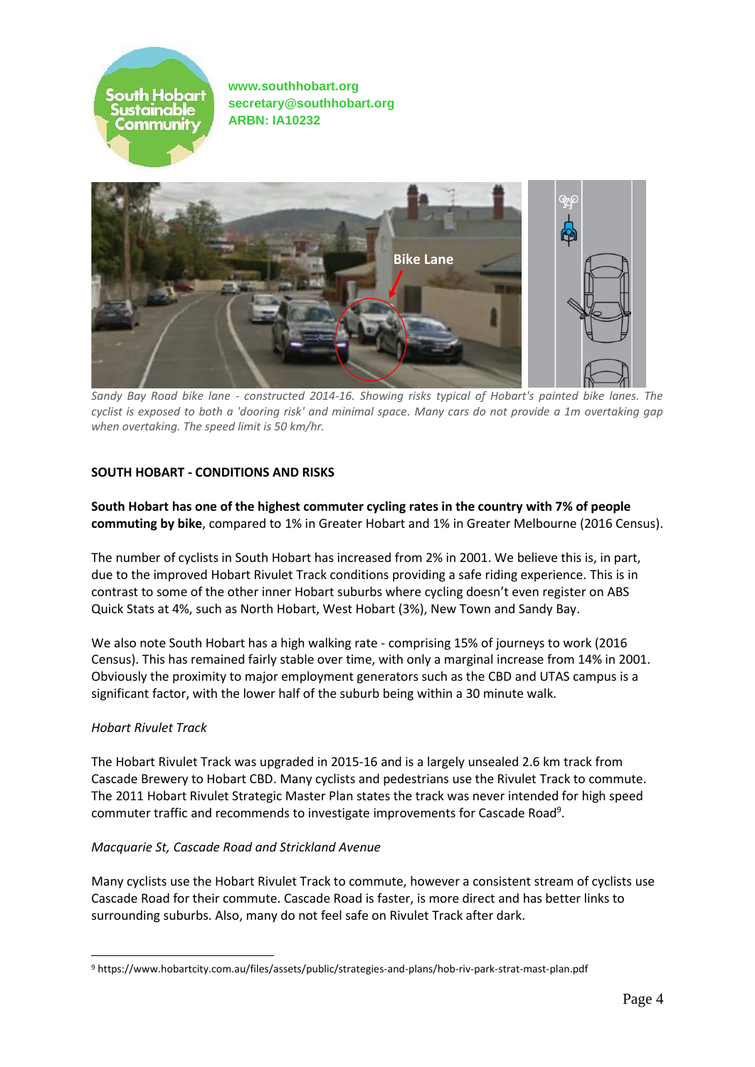www.southhobart.org
secretary@southhobart.org
ARBN: IA10232

*Sandy Bay Road bike lane - constructed 2014-16. Showing risks typical of Hobart's painted bike lanes. The cyclist is exposed to both a 'dooring risk' and minimal space. Many cars do not provide a 1m overtaking gap when overtaking. The speed limit is 50 km/hr.*

**SOUTH HOBART - CONDITIONS AND RISKS**

**South Hobart has one of the highest commuter cycling rates in the country with 7% of people commuting by bike**, compared to 1% in Greater Hobart and 1% in Greater Melbourne (2016 Census).

The number of cyclists in South Hobart has increased from 2% in 2001. We believe this is, in part, due to the improved Hobart Rivulet Track conditions providing a safe riding experience. This is in contrast to some of the other inner Hobart suburbs where cycling doesn't even register on ABS Quick Stats at 4%, such as North Hobart, West Hobart (3%), New Town and Sandy Bay.

We also note South Hobart has a high walking rate - comprising 15% of journeys to work (2016 Census). This has remained fairly stable over time, with only a marginal increase from 14% in 2001. Obviously the proximity to major employment generators such as the CBD and UTAS campus is a significant factor, with the lower half of the suburb being within a 30 minute walk.

*Hobart Rivulet Track*

The Hobart Rivulet Track was upgraded in 2015-16 and is a largely unsealed 2.6 km track from Cascade Brewery to Hobart CBD. Many cyclists and pedestrians use the Rivulet Track to commute. The 2011 Hobart Rivulet Strategic Master Plan states the track was never intended for high speed commuter traffic and recommends to investigate improvements for Cascade Road[9].

*Macquarie St, Cascade Road and Strickland Avenue*

Many cyclists use the Hobart Rivulet Track to commute, however a consistent stream of cyclists use Cascade Road for their commute. Cascade Road is faster, is more direct and has better links to surrounding suburbs. Also, many do not feel safe on Rivulet Track after dark.

[9] https://www.hobartcity.com.au/files/assets/public/strategies-and-plans/hob-riv-park-strat-mast-plan.pdf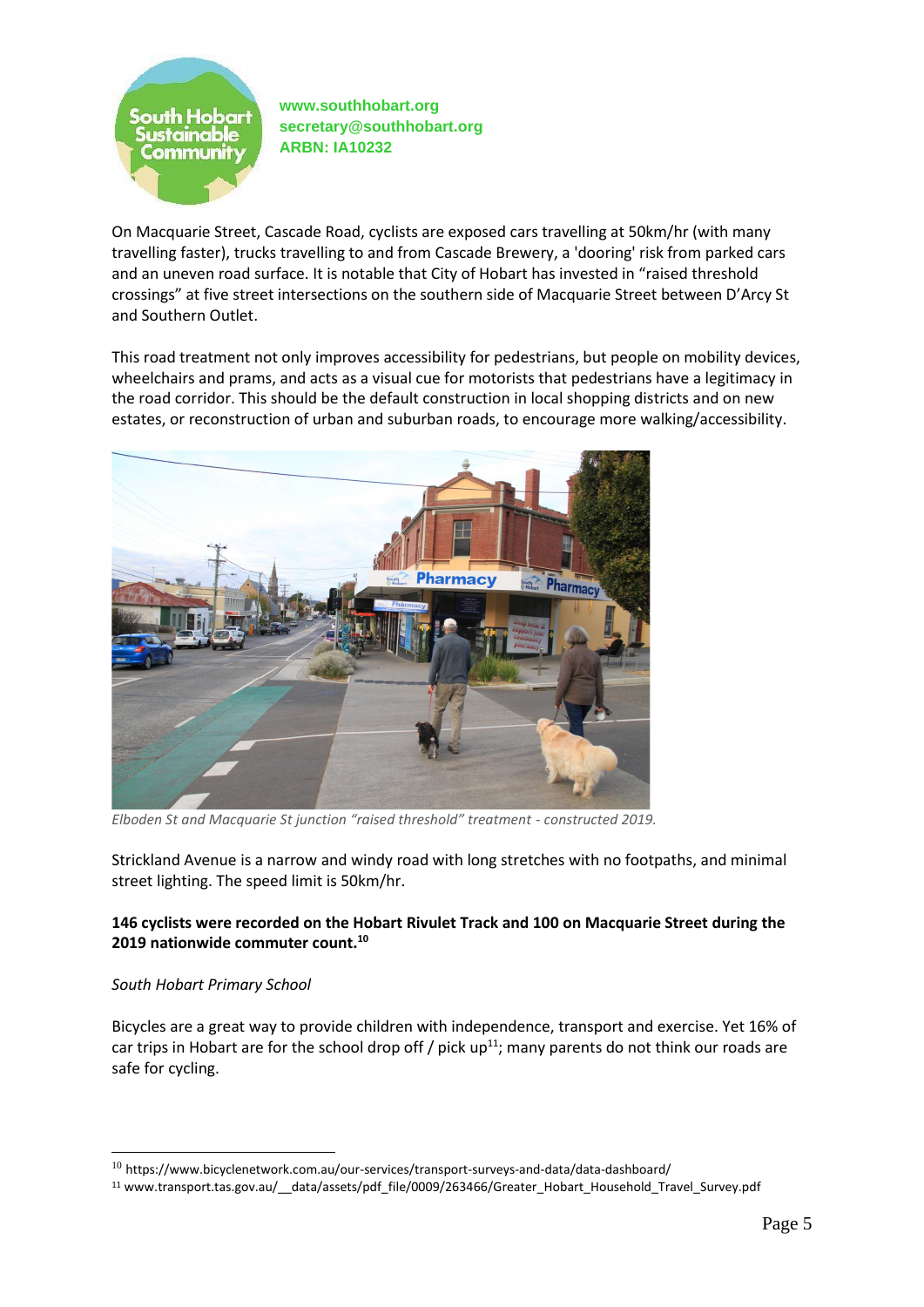On Macquarie Street, Cascade Road, cyclists are exposed cars travelling at 50km/hr (with many travelling faster), trucks travelling to and from Cascade Brewery, a 'dooring' risk from parked cars and an uneven road surface. It is notable that City of Hobart has invested in "raised threshold crossings" at five street intersections on the southern side of Macquarie Street between D'Arcy St and Southern Outlet.

This road treatment not only improves accessibility for pedestrians, but people on mobility devices, wheelchairs and prams, and acts as a visual cue for motorists that pedestrians have a legitimacy in the road corridor. This should be the default construction in local shopping districts and on new estates, or reconstruction of urban and suburban roads, to encourage more walking/accessibility.

*Elboden St and Macquarie St junction "raised threshold" treatment - constructed 2019.*

Strickland Avenue is a narrow and windy road with long stretches with no footpaths, and minimal street lighting. The speed limit is 50km/hr.

**146 cyclists were recorded on the Hobart Rivulet Track and 100 on Macquarie Street during the 2019 nationwide commuter count.[10]**

*South Hobart Primary School*

Bicycles are a great way to provide children with independence, transport and exercise. Yet 16% of car trips in Hobart are for the school drop off / pick up[11]; many parents do not think our roads are safe for cycling.

[10] https://www.bicyclenetwork.com.au/our-services/transport-surveys-and-data/data-dashboard/

[11] www.transport.tas.gov.au/__data/assets/pdf_file/0009/263466/Greater_Hobart_Household_Travel_Survey.pdf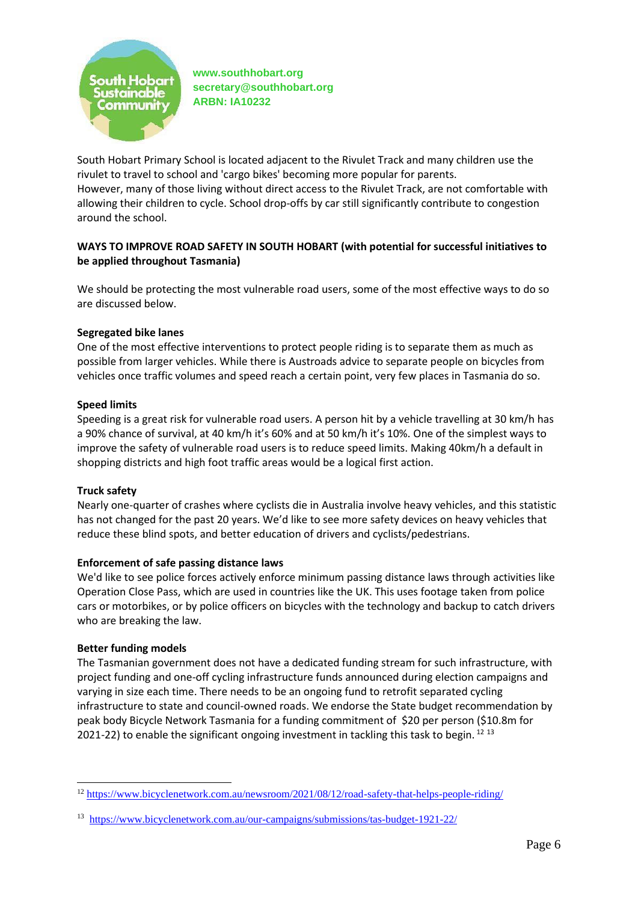www.southhobart.org
secretary@southhobart.org
ARBN: IA10232

South Hobart Primary School is located adjacent to the Rivulet Track and many children use the rivulet to travel to school and 'cargo bikes' becoming more popular for parents.
However, many of those living without direct access to the Rivulet Track, are not comfortable with allowing their children to cycle. School drop-offs by car still significantly contribute to congestion around the school.

**WAYS TO IMPROVE ROAD SAFETY IN SOUTH HOBART (with potential for successful initiatives to be applied throughout Tasmania)**

We should be protecting the most vulnerable road users, some of the most effective ways to do so are discussed below.

**Segregated bike lanes**

One of the most effective interventions to protect people riding is to separate them as much as possible from larger vehicles. While there is Austroads advice to separate people on bicycles from vehicles once traffic volumes and speed reach a certain point, very few places in Tasmania do so.

**Speed limits**

Speeding is a great risk for vulnerable road users. A person hit by a vehicle travelling at 30 km/h has a 90% chance of survival, at 40 km/h it's 60% and at 50 km/h it's 10%. One of the simplest ways to improve the safety of vulnerable road users is to reduce speed limits. Making 40km/h a default in shopping districts and high foot traffic areas would be a logical first action.

**Truck safety**

Nearly one-quarter of crashes where cyclists die in Australia involve heavy vehicles, and this statistic has not changed for the past 20 years. We'd like to see more safety devices on heavy vehicles that reduce these blind spots, and better education of drivers and cyclists/pedestrians.

**Enforcement of safe passing distance laws**

We'd like to see police forces actively enforce minimum passing distance laws through activities like Operation Close Pass, which are used in countries like the UK. This uses footage taken from police cars or motorbikes, or by police officers on bicycles with the technology and backup to catch drivers who are breaking the law.

**Better funding models**

The Tasmanian government does not have a dedicated funding stream for such infrastructure, with project funding and one-off cycling infrastructure funds announced during election campaigns and varying in size each time. There needs to be an ongoing fund to retrofit separated cycling infrastructure to state and council-owned roads. We endorse the State budget recommendation by peak body Bicycle Network Tasmania for a funding commitment of $20 per person ($10.8m for 2021-22) to enable the significant ongoing investment in tackling this task to begin. [12] [13]

[12] https://www.bicyclenetwork.com.au/newsroom/2021/08/12/road-safety-that-helps-people-riding/

[13] https://www.bicyclenetwork.com.au/our-campaigns/submissions/tas-budget-1921-22/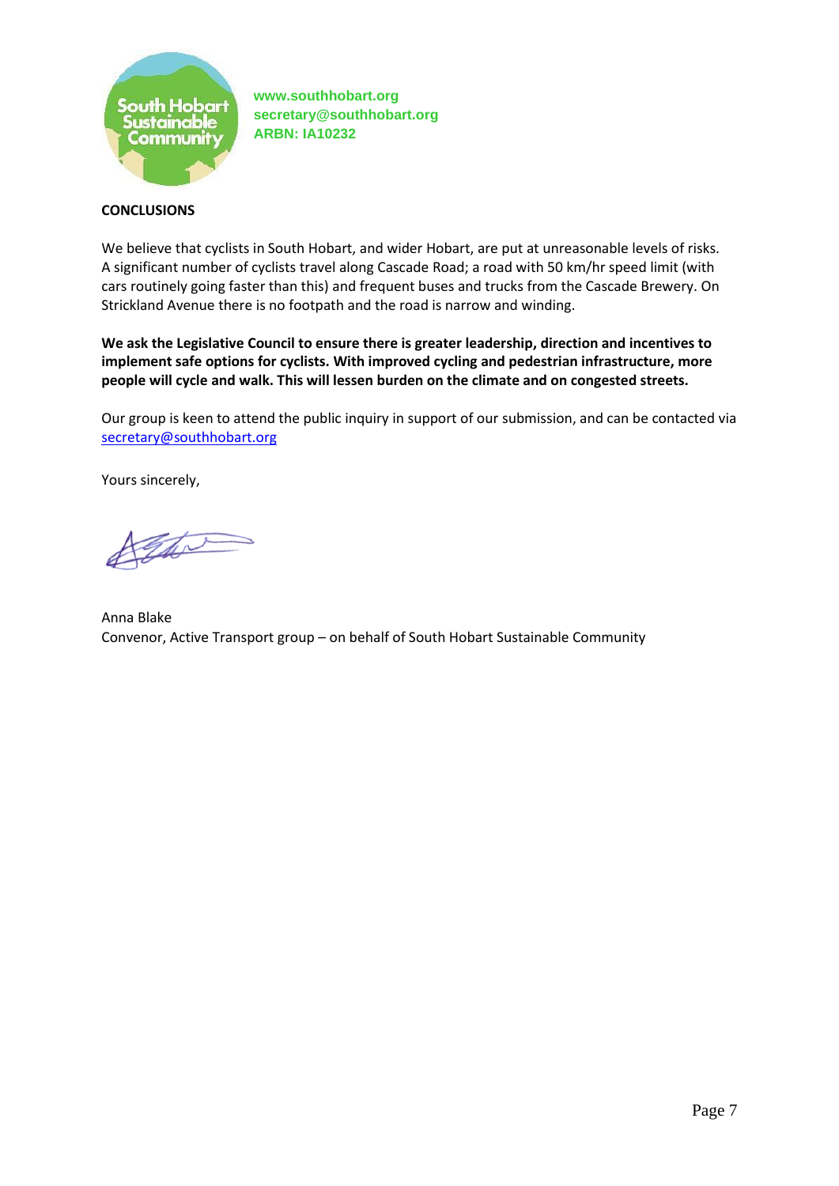www.southhobart.org
secretary@southhobart.org
ARBN: IA10232

**CONCLUSIONS**

We believe that cyclists in South Hobart, and wider Hobart, are put at unreasonable levels of risks. A significant number of cyclists travel along Cascade Road; a road with 50 km/hr speed limit (with cars routinely going faster than this) and frequent buses and trucks from the Cascade Brewery. On Strickland Avenue there is no footpath and the road is narrow and winding.

**We ask the Legislative Council to ensure there is greater leadership, direction and incentives to implement safe options for cyclists. With improved cycling and pedestrian infrastructure, more people will cycle and walk. This will lessen burden on the climate and on congested streets.**

Our group is keen to attend the public inquiry in support of our submission, and can be contacted via secretary@southhobart.org

Yours sincerely,

Anna Blake
Convenor, Active Transport group – on behalf of South Hobart Sustainable Community